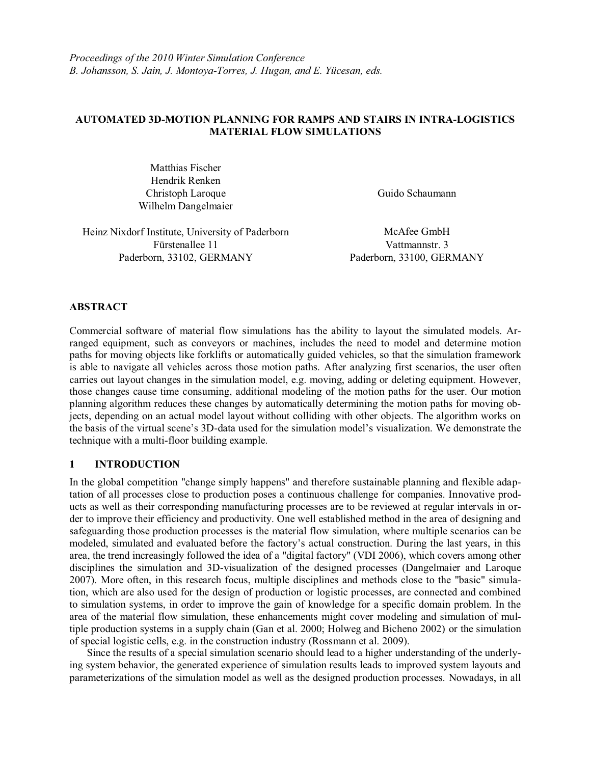*Proceedings of the 2010 Winter Simulation Conference*
*B. Johansson, S. Jain, J. Montoya-Torres, J. Hugan, and E. Yücesan, eds.*

# AUTOMATED 3D-MOTION PLANNING FOR RAMPS AND STAIRS IN INTRA-LOGISTICS MATERIAL FLOW SIMULATIONS

Matthias Fischer
Hendrik Renken
Christoph Laroque
Wilhelm Dangelmaier

Heinz Nixdorf Institute, University of Paderborn
Fürstenallee 11
Paderborn, 33102, GERMANY

Guido Schaumann

McAfee GmbH
Vattmannstr. 3
Paderborn, 33100, GERMANY

## ABSTRACT

Commercial software of material flow simulations has the ability to layout the simulated models. Arranged equipment, such as conveyors or machines, includes the need to model and determine motion paths for moving objects like forklifts or automatically guided vehicles, so that the simulation framework is able to navigate all vehicles across those motion paths. After analyzing first scenarios, the user often carries out layout changes in the simulation model, e.g. moving, adding or deleting equipment. However, those changes cause time consuming, additional modeling of the motion paths for the user. Our motion planning algorithm reduces these changes by automatically determining the motion paths for moving objects, depending on an actual model layout without colliding with other objects. The algorithm works on the basis of the virtual scene's 3D-data used for the simulation model's visualization. We demonstrate the technique with a multi-floor building example.

## 1 INTRODUCTION

In the global competition "change simply happens" and therefore sustainable planning and flexible adaptation of all processes close to production poses a continuous challenge for companies. Innovative products as well as their corresponding manufacturing processes are to be reviewed at regular intervals in order to improve their efficiency and productivity. One well established method in the area of designing and safeguarding those production processes is the material flow simulation, where multiple scenarios can be modeled, simulated and evaluated before the factory's actual construction. During the last years, in this area, the trend increasingly followed the idea of a "digital factory" (VDI 2006), which covers among other disciplines the simulation and 3D-visualization of the designed processes (Dangelmaier and Laroque 2007). More often, in this research focus, multiple disciplines and methods close to the "basic" simulation, which are also used for the design of production or logistic processes, are connected and combined to simulation systems, in order to improve the gain of knowledge for a specific domain problem. In the area of the material flow simulation, these enhancements might cover modeling and simulation of multiple production systems in a supply chain (Gan et al. 2000; Holweg and Bicheno 2002) or the simulation of special logistic cells, e.g. in the construction industry (Rossmann et al. 2009).

Since the results of a special simulation scenario should lead to a higher understanding of the underlying system behavior, the generated experience of simulation results leads to improved system layouts and parameterizations of the simulation model as well as the designed production processes. Nowadays, in all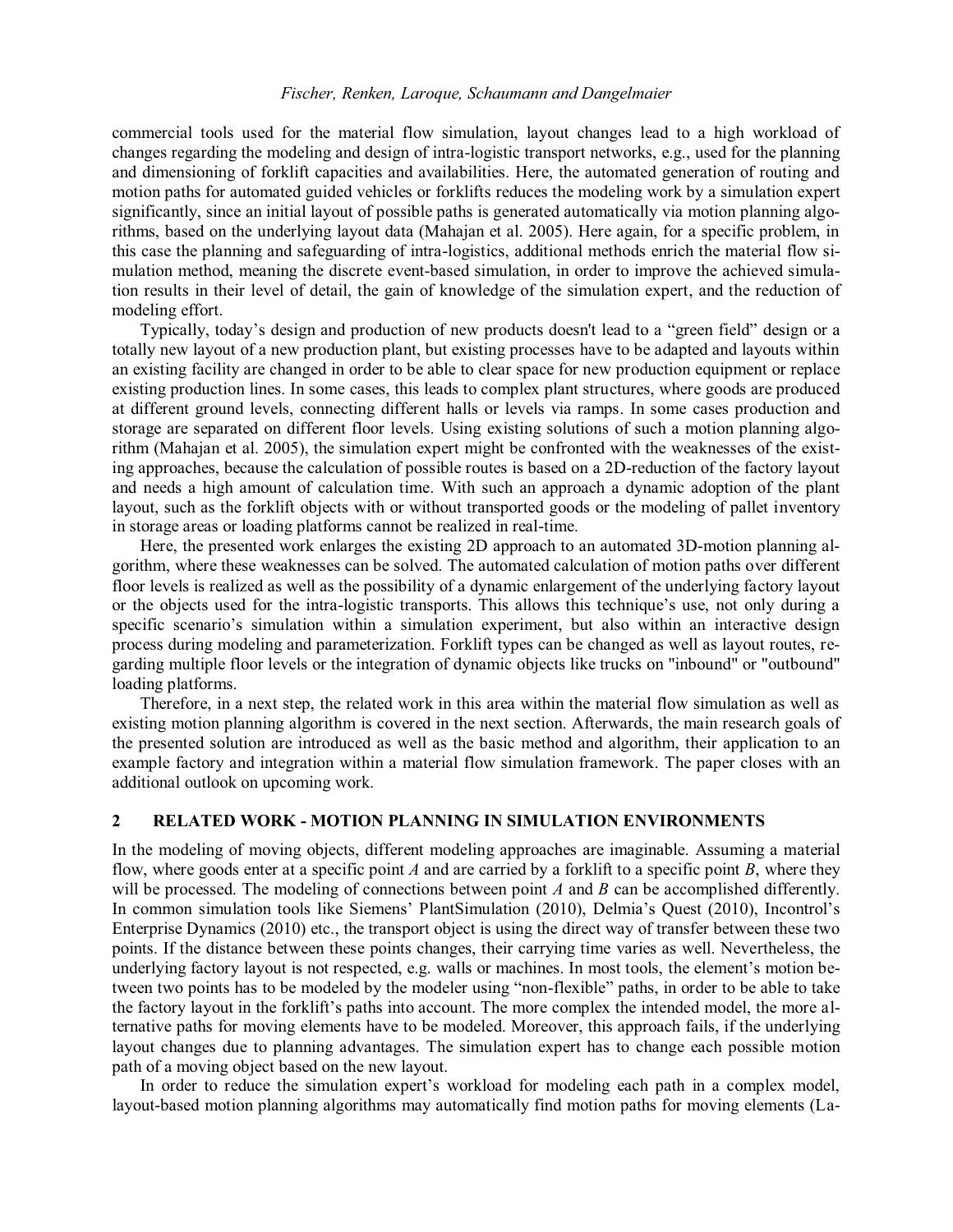commercial tools used for the material flow simulation, layout changes lead to a high workload of changes regarding the modeling and design of intra-logistic transport networks, e.g., used for the planning and dimensioning of forklift capacities and availabilities. Here, the automated generation of routing and motion paths for automated guided vehicles or forklifts reduces the modeling work by a simulation expert significantly, since an initial layout of possible paths is generated automatically via motion planning algorithms, based on the underlying layout data (Mahajan et al. 2005). Here again, for a specific problem, in this case the planning and safeguarding of intra-logistics, additional methods enrich the material flow simulation method, meaning the discrete event-based simulation, in order to improve the achieved simulation results in their level of detail, the gain of knowledge of the simulation expert, and the reduction of modeling effort.

Typically, today's design and production of new products doesn't lead to a "green field" design or a totally new layout of a new production plant, but existing processes have to be adapted and layouts within an existing facility are changed in order to be able to clear space for new production equipment or replace existing production lines. In some cases, this leads to complex plant structures, where goods are produced at different ground levels, connecting different halls or levels via ramps. In some cases production and storage are separated on different floor levels. Using existing solutions of such a motion planning algorithm (Mahajan et al. 2005), the simulation expert might be confronted with the weaknesses of the existing approaches, because the calculation of possible routes is based on a 2D-reduction of the factory layout and needs a high amount of calculation time. With such an approach a dynamic adoption of the plant layout, such as the forklift objects with or without transported goods or the modeling of pallet inventory in storage areas or loading platforms cannot be realized in real-time.

Here, the presented work enlarges the existing 2D approach to an automated 3D-motion planning algorithm, where these weaknesses can be solved. The automated calculation of motion paths over different floor levels is realized as well as the possibility of a dynamic enlargement of the underlying factory layout or the objects used for the intra-logistic transports. This allows this technique's use, not only during a specific scenario's simulation within a simulation experiment, but also within an interactive design process during modeling and parameterization. Forklift types can be changed as well as layout routes, regarding multiple floor levels or the integration of dynamic objects like trucks on "inbound" or "outbound" loading platforms.

Therefore, in a next step, the related work in this area within the material flow simulation as well as existing motion planning algorithm is covered in the next section. Afterwards, the main research goals of the presented solution are introduced as well as the basic method and algorithm, their application to an example factory and integration within a material flow simulation framework. The paper closes with an additional outlook on upcoming work.

## 2 RELATED WORK - MOTION PLANNING IN SIMULATION ENVIRONMENTS

In the modeling of moving objects, different modeling approaches are imaginable. Assuming a material flow, where goods enter at a specific point *A* and are carried by a forklift to a specific point *B*, where they will be processed. The modeling of connections between point *A* and *B* can be accomplished differently. In common simulation tools like Siemens' PlantSimulation (2010), Delmia's Quest (2010), Incontrol's Enterprise Dynamics (2010) etc., the transport object is using the direct way of transfer between these two points. If the distance between these points changes, their carrying time varies as well. Nevertheless, the underlying factory layout is not respected, e.g. walls or machines. In most tools, the element's motion between two points has to be modeled by the modeler using "non-flexible" paths, in order to be able to take the factory layout in the forklift's paths into account. The more complex the intended model, the more alternative paths for moving elements have to be modeled. Moreover, this approach fails, if the underlying layout changes due to planning advantages. The simulation expert has to change each possible motion path of a moving object based on the new layout.

In order to reduce the simulation expert's workload for modeling each path in a complex model, layout-based motion planning algorithms may automatically find motion paths for moving elements (La-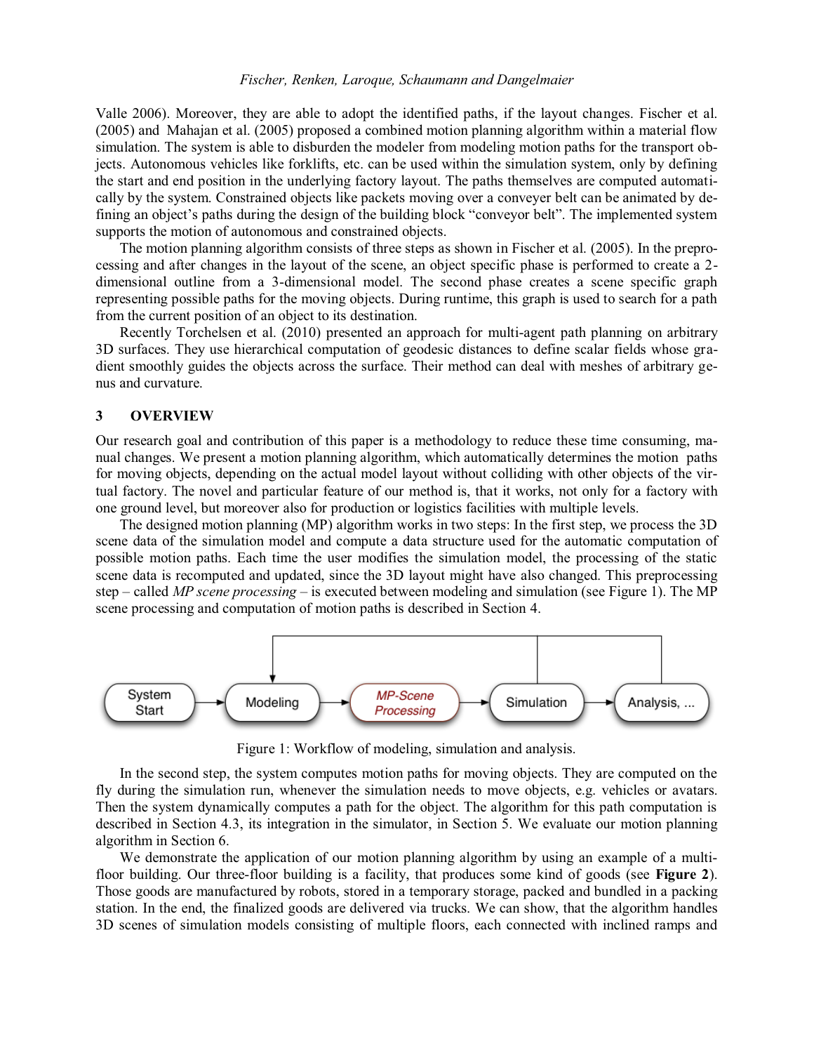Valle 2006). Moreover, they are able to adopt the identified paths, if the layout changes. Fischer et al. (2005) and Mahajan et al. (2005) proposed a combined motion planning algorithm within a material flow simulation. The system is able to disburden the modeler from modeling motion paths for the transport objects. Autonomous vehicles like forklifts, etc. can be used within the simulation system, only by defining the start and end position in the underlying factory layout. The paths themselves are computed automatically by the system. Constrained objects like packets moving over a conveyer belt can be animated by defining an object's paths during the design of the building block "conveyor belt". The implemented system supports the motion of autonomous and constrained objects.

The motion planning algorithm consists of three steps as shown in Fischer et al. (2005). In the preprocessing and after changes in the layout of the scene, an object specific phase is performed to create a 2-dimensional outline from a 3-dimensional model. The second phase creates a scene specific graph representing possible paths for the moving objects. During runtime, this graph is used to search for a path from the current position of an object to its destination.

Recently Torchelsen et al. (2010) presented an approach for multi-agent path planning on arbitrary 3D surfaces. They use hierarchical computation of geodesic distances to define scalar fields whose gradient smoothly guides the objects across the surface. Their method can deal with meshes of arbitrary genus and curvature.

## 3 OVERVIEW

Our research goal and contribution of this paper is a methodology to reduce these time consuming, manual changes. We present a motion planning algorithm, which automatically determines the motion paths for moving objects, depending on the actual model layout without colliding with other objects of the virtual factory. The novel and particular feature of our method is, that it works, not only for a factory with one ground level, but moreover also for production or logistics facilities with multiple levels.

The designed motion planning (MP) algorithm works in two steps: In the first step, we process the 3D scene data of the simulation model and compute a data structure used for the automatic computation of possible motion paths. Each time the user modifies the simulation model, the processing of the static scene data is recomputed and updated, since the 3D layout might have also changed. This preprocessing step – called *MP scene processing* – is executed between modeling and simulation (see Figure 1). The MP scene processing and computation of motion paths is described in Section 4.

System Start → Modeling → *MP-Scene Processing* → Simulation → Analysis, ...

Figure 1: Workflow of modeling, simulation and analysis.

In the second step, the system computes motion paths for moving objects. They are computed on the fly during the simulation run, whenever the simulation needs to move objects, e.g. vehicles or avatars. Then the system dynamically computes a path for the object. The algorithm for this path computation is described in Section 4.3, its integration in the simulator, in Section 5. We evaluate our motion planning algorithm in Section 6.

We demonstrate the application of our motion planning algorithm by using an example of a multi-floor building. Our three-floor building is a facility, that produces some kind of goods (see **Figure 2**). Those goods are manufactured by robots, stored in a temporary storage, packed and bundled in a packing station. In the end, the finalized goods are delivered via trucks. We can show, that the algorithm handles 3D scenes of simulation models consisting of multiple floors, each connected with inclined ramps and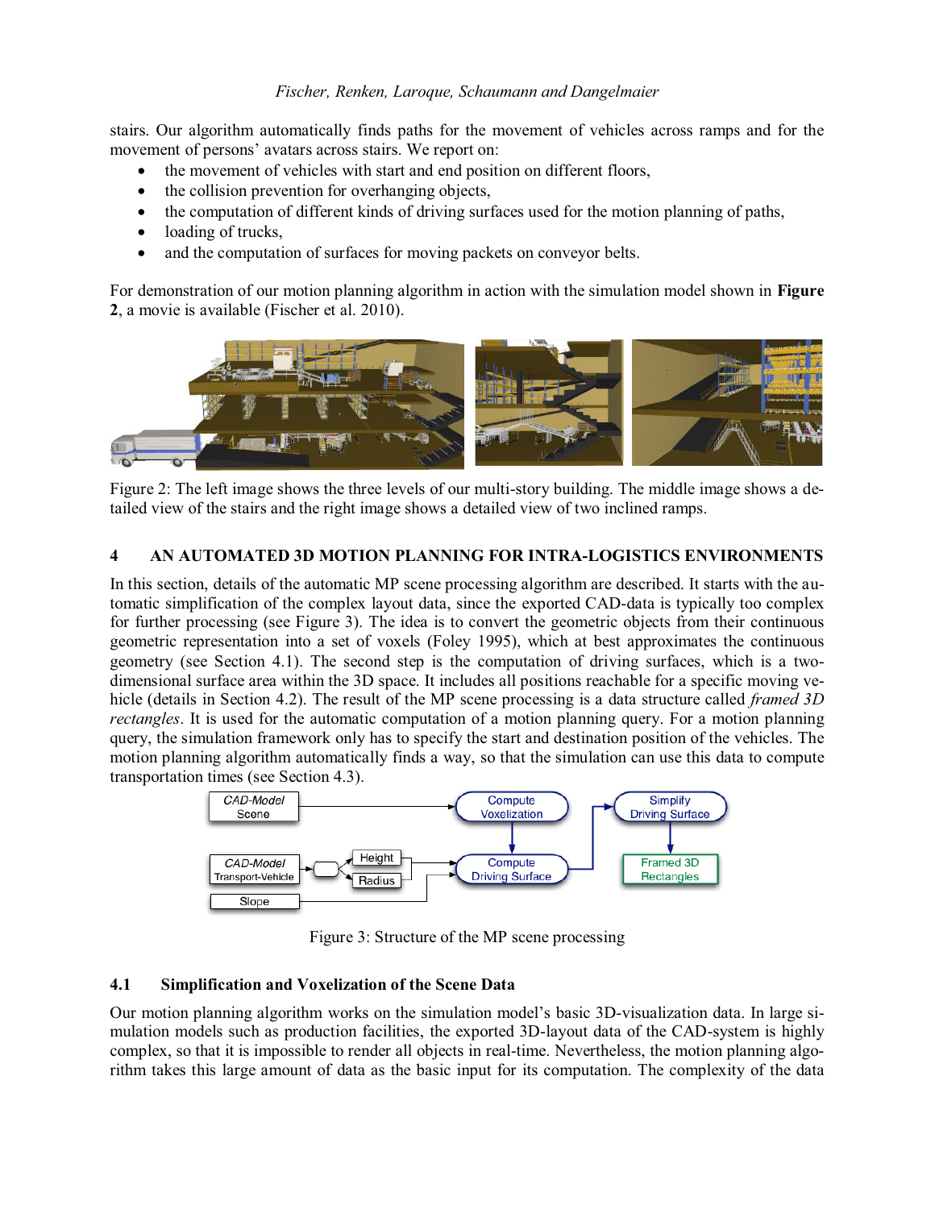stairs. Our algorithm automatically finds paths for the movement of vehicles across ramps and for the movement of persons' avatars across stairs. We report on:

- the movement of vehicles with start and end position on different floors,
- the collision prevention for overhanging objects,
- the computation of different kinds of driving surfaces used for the motion planning of paths,
- loading of trucks,
- and the computation of surfaces for moving packets on conveyor belts.

For demonstration of our motion planning algorithm in action with the simulation model shown in **Figure 2**, a movie is available (Fischer et al. 2010).

Figure 2: The left image shows the three levels of our multi-story building. The middle image shows a detailed view of the stairs and the right image shows a detailed view of two inclined ramps.

## 4 AN AUTOMATED 3D MOTION PLANNING FOR INTRA-LOGISTICS ENVIRONMENTS

In this section, details of the automatic MP scene processing algorithm are described. It starts with the automatic simplification of the complex layout data, since the exported CAD-data is typically too complex for further processing (see Figure 3). The idea is to convert the geometric objects from their continuous geometric representation into a set of voxels (Foley 1995), which at best approximates the continuous geometry (see Section 4.1). The second step is the computation of driving surfaces, which is a two-dimensional surface area within the 3D space. It includes all positions reachable for a specific moving vehicle (details in Section 4.2). The result of the MP scene processing is a data structure called *framed 3D rectangles*. It is used for the automatic computation of a motion planning query. For a motion planning query, the simulation framework only has to specify the start and destination position of the vehicles. The motion planning algorithm automatically finds a way, so that the simulation can use this data to compute transportation times (see Section 4.3).

Figure 3: Structure of the MP scene processing

### 4.1 Simplification and Voxelization of the Scene Data

Our motion planning algorithm works on the simulation model's basic 3D-visualization data. In large simulation models such as production facilities, the exported 3D-layout data of the CAD-system is highly complex, so that it is impossible to render all objects in real-time. Nevertheless, the motion planning algorithm takes this large amount of data as the basic input for its computation. The complexity of the data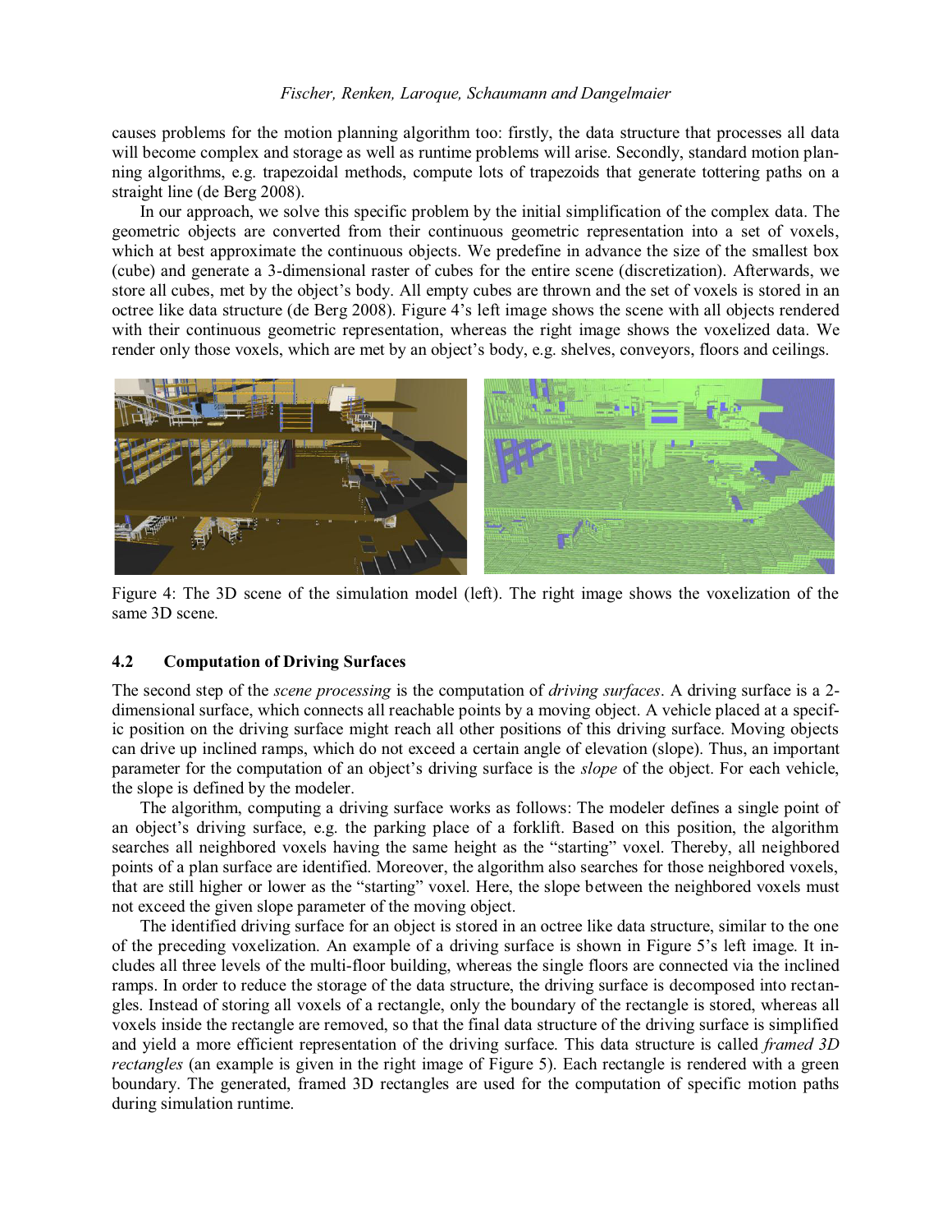causes problems for the motion planning algorithm too: firstly, the data structure that processes all data will become complex and storage as well as runtime problems will arise. Secondly, standard motion planning algorithms, e.g. trapezoidal methods, compute lots of trapezoids that generate tottering paths on a straight line (de Berg 2008).

In our approach, we solve this specific problem by the initial simplification of the complex data. The geometric objects are converted from their continuous geometric representation into a set of voxels, which at best approximate the continuous objects. We predefine in advance the size of the smallest box (cube) and generate a 3-dimensional raster of cubes for the entire scene (discretization). Afterwards, we store all cubes, met by the object's body. All empty cubes are thrown and the set of voxels is stored in an octree like data structure (de Berg 2008). Figure 4's left image shows the scene with all objects rendered with their continuous geometric representation, whereas the right image shows the voxelized data. We render only those voxels, which are met by an object's body, e.g. shelves, conveyors, floors and ceilings.

Figure 4: The 3D scene of the simulation model (left). The right image shows the voxelization of the same 3D scene.

### 4.2 Computation of Driving Surfaces

The second step of the *scene processing* is the computation of *driving surfaces*. A driving surface is a 2-dimensional surface, which connects all reachable points by a moving object. A vehicle placed at a specific position on the driving surface might reach all other positions of this driving surface. Moving objects can drive up inclined ramps, which do not exceed a certain angle of elevation (slope). Thus, an important parameter for the computation of an object's driving surface is the *slope* of the object. For each vehicle, the slope is defined by the modeler.

The algorithm, computing a driving surface works as follows: The modeler defines a single point of an object's driving surface, e.g. the parking place of a forklift. Based on this position, the algorithm searches all neighbored voxels having the same height as the "starting" voxel. Thereby, all neighbored points of a plan surface are identified. Moreover, the algorithm also searches for those neighbored voxels, that are still higher or lower as the "starting" voxel. Here, the slope between the neighbored voxels must not exceed the given slope parameter of the moving object.

The identified driving surface for an object is stored in an octree like data structure, similar to the one of the preceding voxelization. An example of a driving surface is shown in Figure 5's left image. It includes all three levels of the multi-floor building, whereas the single floors are connected via the inclined ramps. In order to reduce the storage of the data structure, the driving surface is decomposed into rectangles. Instead of storing all voxels of a rectangle, only the boundary of the rectangle is stored, whereas all voxels inside the rectangle are removed, so that the final data structure of the driving surface is simplified and yield a more efficient representation of the driving surface. This data structure is called *framed 3D rectangles* (an example is given in the right image of Figure 5). Each rectangle is rendered with a green boundary. The generated, framed 3D rectangles are used for the computation of specific motion paths during simulation runtime.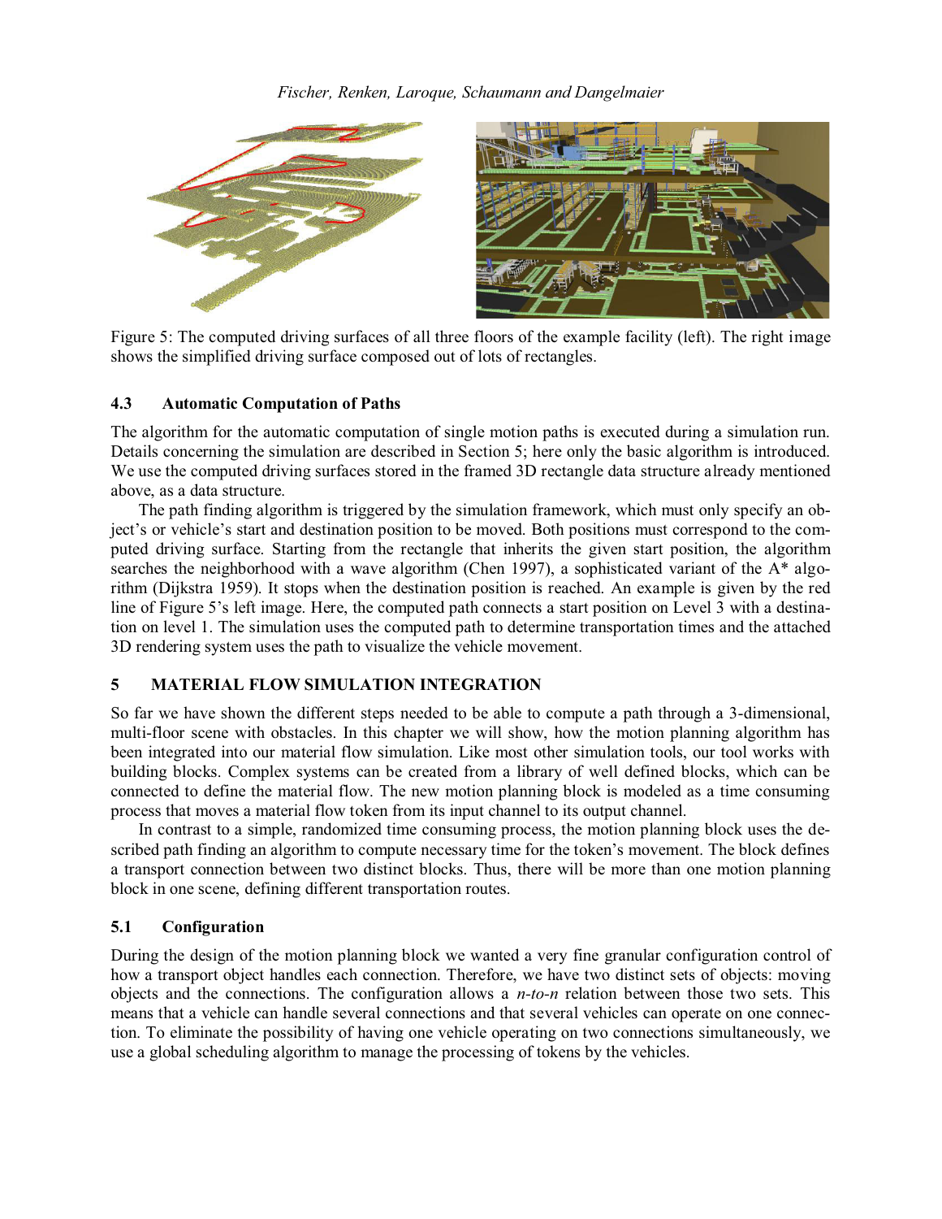Figure 5: The computed driving surfaces of all three floors of the example facility (left). The right image shows the simplified driving surface composed out of lots of rectangles.

### 4.3 Automatic Computation of Paths

The algorithm for the automatic computation of single motion paths is executed during a simulation run. Details concerning the simulation are described in Section 5; here only the basic algorithm is introduced. We use the computed driving surfaces stored in the framed 3D rectangle data structure already mentioned above, as a data structure.

The path finding algorithm is triggered by the simulation framework, which must only specify an object's or vehicle's start and destination position to be moved. Both positions must correspond to the computed driving surface. Starting from the rectangle that inherits the given start position, the algorithm searches the neighborhood with a wave algorithm (Chen 1997), a sophisticated variant of the A* algorithm (Dijkstra 1959). It stops when the destination position is reached. An example is given by the red line of Figure 5's left image. Here, the computed path connects a start position on Level 3 with a destination on level 1. The simulation uses the computed path to determine transportation times and the attached 3D rendering system uses the path to visualize the vehicle movement.

## 5 MATERIAL FLOW SIMULATION INTEGRATION

So far we have shown the different steps needed to be able to compute a path through a 3-dimensional, multi-floor scene with obstacles. In this chapter we will show, how the motion planning algorithm has been integrated into our material flow simulation. Like most other simulation tools, our tool works with building blocks. Complex systems can be created from a library of well defined blocks, which can be connected to define the material flow. The new motion planning block is modeled as a time consuming process that moves a material flow token from its input channel to its output channel.

In contrast to a simple, randomized time consuming process, the motion planning block uses the described path finding an algorithm to compute necessary time for the token's movement. The block defines a transport connection between two distinct blocks. Thus, there will be more than one motion planning block in one scene, defining different transportation routes.

### 5.1 Configuration

During the design of the motion planning block we wanted a very fine granular configuration control of how a transport object handles each connection. Therefore, we have two distinct sets of objects: moving objects and the connections. The configuration allows a *n-to-n* relation between those two sets. This means that a vehicle can handle several connections and that several vehicles can operate on one connection. To eliminate the possibility of having one vehicle operating on two connections simultaneously, we use a global scheduling algorithm to manage the processing of tokens by the vehicles.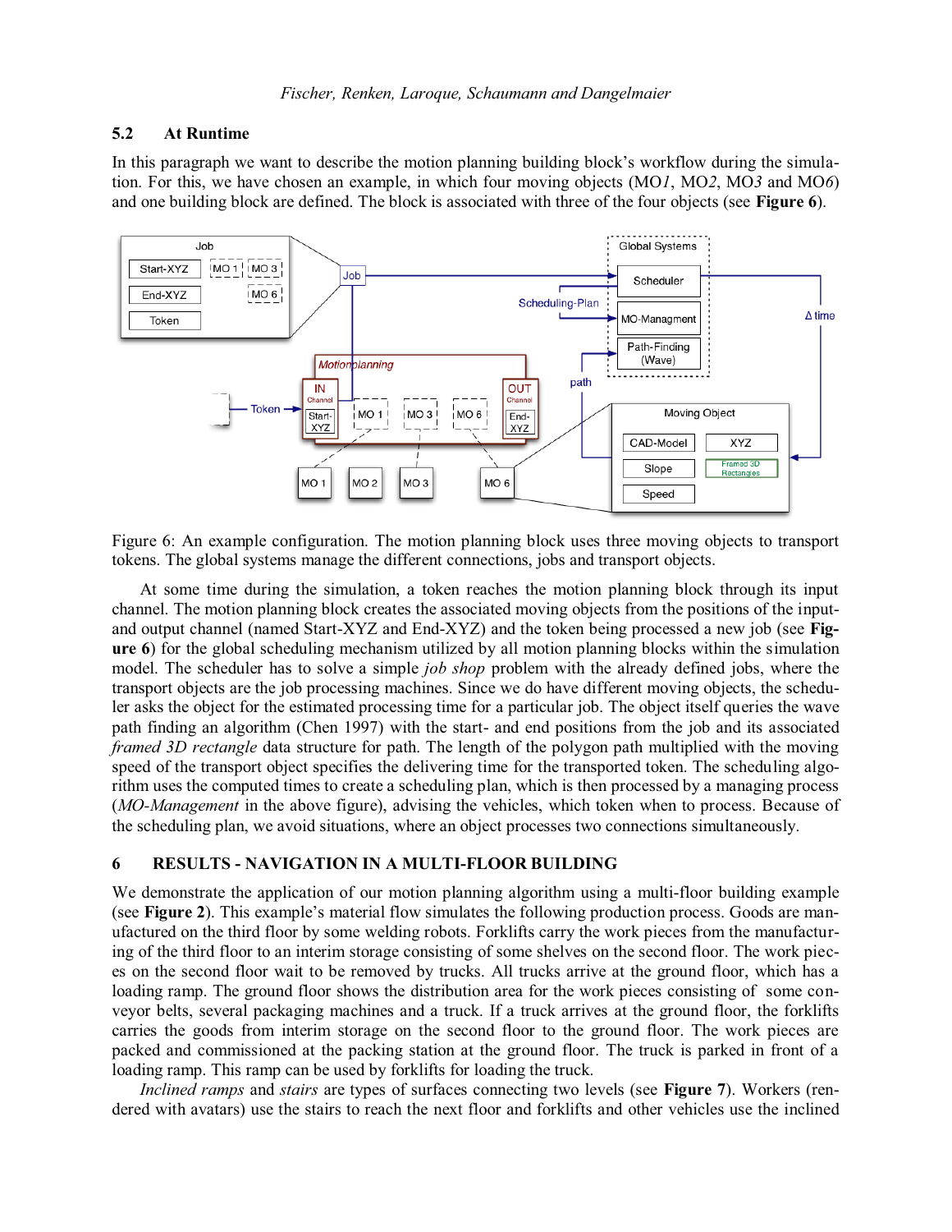### 5.2 At Runtime

In this paragraph we want to describe the motion planning building block's workflow during the simulation. For this, we have chosen an example, in which four moving objects (MO*1*, MO*2*, MO*3* and MO*6*) and one building block are defined. The block is associated with three of the four objects (see **Figure 6**).

Figure 6: An example configuration. The motion planning block uses three moving objects to transport tokens. The global systems manage the different connections, jobs and transport objects.

At some time during the simulation, a token reaches the motion planning block through its input channel. The motion planning block creates the associated moving objects from the positions of the input- and output channel (named Start-XYZ and End-XYZ) and the token being processed a new job (see **Figure 6**) for the global scheduling mechanism utilized by all motion planning blocks within the simulation model. The scheduler has to solve a simple *job shop* problem with the already defined jobs, where the transport objects are the job processing machines. Since we do have different moving objects, the scheduler asks the object for the estimated processing time for a particular job. The object itself queries the wave path finding an algorithm (Chen 1997) with the start- and end positions from the job and its associated *framed 3D rectangle* data structure for path. The length of the polygon path multiplied with the moving speed of the transport object specifies the delivering time for the transported token. The scheduling algorithm uses the computed times to create a scheduling plan, which is then processed by a managing process (*MO-Management* in the above figure), advising the vehicles, which token when to process. Because of the scheduling plan, we avoid situations, where an object processes two connections simultaneously.

## 6 RESULTS - NAVIGATION IN A MULTI-FLOOR BUILDING

We demonstrate the application of our motion planning algorithm using a multi-floor building example (see **Figure 2**). This example's material flow simulates the following production process. Goods are manufactured on the third floor by some welding robots. Forklifts carry the work pieces from the manufacturing of the third floor to an interim storage consisting of some shelves on the second floor. The work pieces on the second floor wait to be removed by trucks. All trucks arrive at the ground floor, which has a loading ramp. The ground floor shows the distribution area for the work pieces consisting of some conveyor belts, several packaging machines and a truck. If a truck arrives at the ground floor, the forklifts carries the goods from interim storage on the second floor to the ground floor. The work pieces are packed and commissioned at the packing station at the ground floor. The truck is parked in front of a loading ramp. This ramp can be used by forklifts for loading the truck.

*Inclined ramps* and *stairs* are types of surfaces connecting two levels (see **Figure 7**). Workers (rendered with avatars) use the stairs to reach the next floor and forklifts and other vehicles use the inclined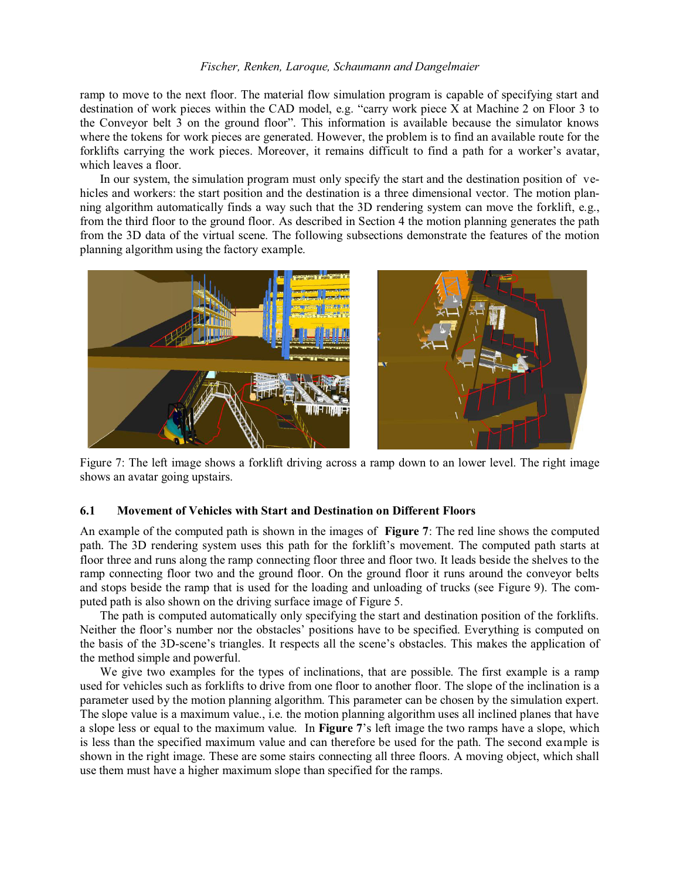ramp to move to the next floor. The material flow simulation program is capable of specifying start and destination of work pieces within the CAD model, e.g. "carry work piece X at Machine 2 on Floor 3 to the Conveyor belt 3 on the ground floor". This information is available because the simulator knows where the tokens for work pieces are generated. However, the problem is to find an available route for the forklifts carrying the work pieces. Moreover, it remains difficult to find a path for a worker's avatar, which leaves a floor.

In our system, the simulation program must only specify the start and the destination position of vehicles and workers: the start position and the destination is a three dimensional vector. The motion planning algorithm automatically finds a way such that the 3D rendering system can move the forklift, e.g., from the third floor to the ground floor. As described in Section 4 the motion planning generates the path from the 3D data of the virtual scene. The following subsections demonstrate the features of the motion planning algorithm using the factory example.

Figure 7: The left image shows a forklift driving across a ramp down to an lower level. The right image shows an avatar going upstairs.

### 6.1 Movement of Vehicles with Start and Destination on Different Floors

An example of the computed path is shown in the images of **Figure 7**: The red line shows the computed path. The 3D rendering system uses this path for the forklift's movement. The computed path starts at floor three and runs along the ramp connecting floor three and floor two. It leads beside the shelves to the ramp connecting floor two and the ground floor. On the ground floor it runs around the conveyor belts and stops beside the ramp that is used for the loading and unloading of trucks (see Figure 9). The computed path is also shown on the driving surface image of Figure 5.

The path is computed automatically only specifying the start and destination position of the forklifts. Neither the floor's number nor the obstacles' positions have to be specified. Everything is computed on the basis of the 3D-scene's triangles. It respects all the scene's obstacles. This makes the application of the method simple and powerful.

We give two examples for the types of inclinations, that are possible. The first example is a ramp used for vehicles such as forklifts to drive from one floor to another floor. The slope of the inclination is a parameter used by the motion planning algorithm. This parameter can be chosen by the simulation expert. The slope value is a maximum value., i.e. the motion planning algorithm uses all inclined planes that have a slope less or equal to the maximum value. In **Figure 7**'s left image the two ramps have a slope, which is less than the specified maximum value and can therefore be used for the path. The second example is shown in the right image. These are some stairs connecting all three floors. A moving object, which shall use them must have a higher maximum slope than specified for the ramps.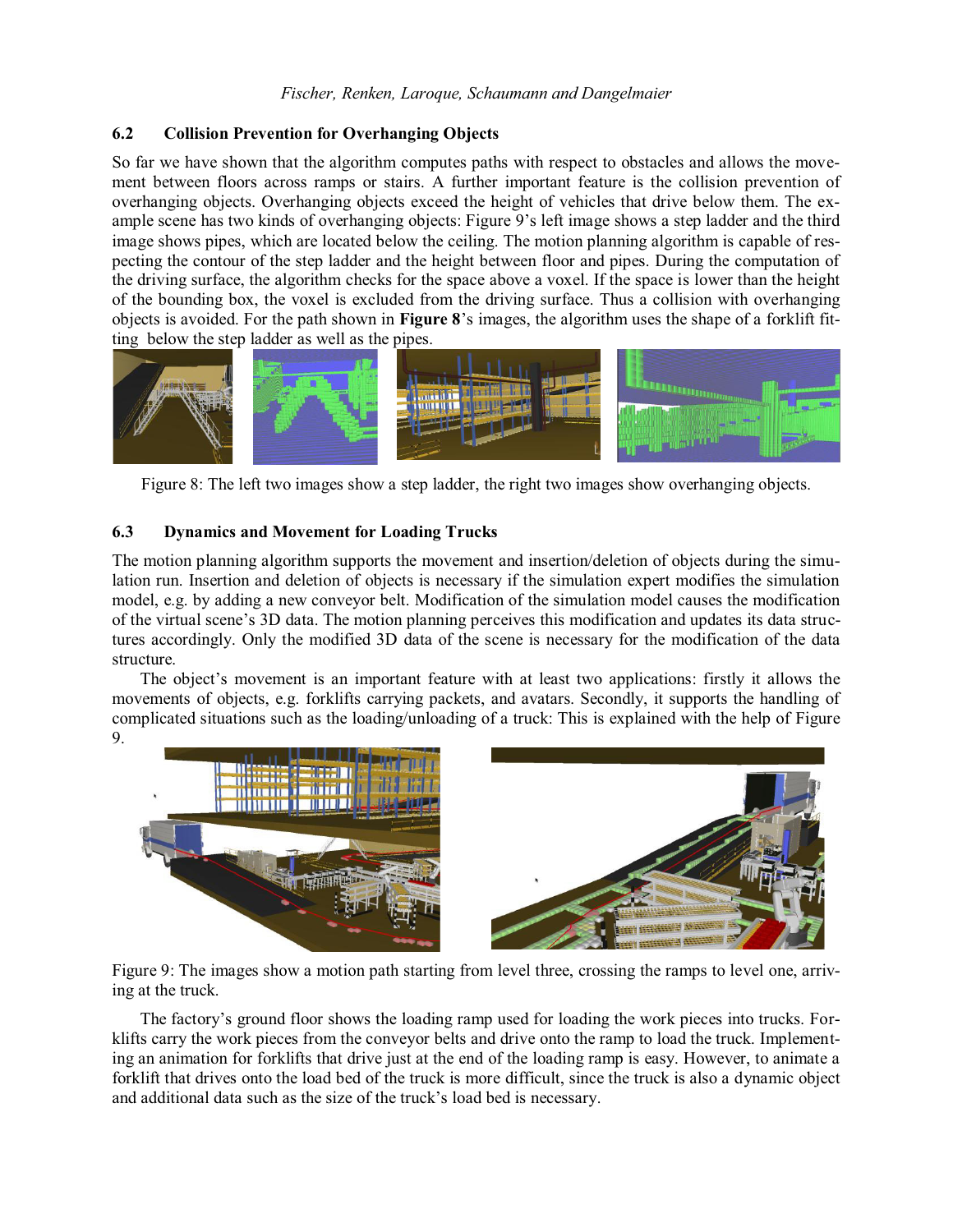### 6.2 Collision Prevention for Overhanging Objects

So far we have shown that the algorithm computes paths with respect to obstacles and allows the movement between floors across ramps or stairs. A further important feature is the collision prevention of overhanging objects. Overhanging objects exceed the height of vehicles that drive below them. The example scene has two kinds of overhanging objects: Figure 9's left image shows a step ladder and the third image shows pipes, which are located below the ceiling. The motion planning algorithm is capable of respecting the contour of the step ladder and the height between floor and pipes. During the computation of the driving surface, the algorithm checks for the space above a voxel. If the space is lower than the height of the bounding box, the voxel is excluded from the driving surface. Thus a collision with overhanging objects is avoided. For the path shown in **Figure 8**'s images, the algorithm uses the shape of a forklift fitting below the step ladder as well as the pipes.

Figure 8: The left two images show a step ladder, the right two images show overhanging objects.

### 6.3 Dynamics and Movement for Loading Trucks

The motion planning algorithm supports the movement and insertion/deletion of objects during the simulation run. Insertion and deletion of objects is necessary if the simulation expert modifies the simulation model, e.g. by adding a new conveyor belt. Modification of the simulation model causes the modification of the virtual scene's 3D data. The motion planning perceives this modification and updates its data structures accordingly. Only the modified 3D data of the scene is necessary for the modification of the data structure.

The object's movement is an important feature with at least two applications: firstly it allows the movements of objects, e.g. forklifts carrying packets, and avatars. Secondly, it supports the handling of complicated situations such as the loading/unloading of a truck: This is explained with the help of Figure 9.

Figure 9: The images show a motion path starting from level three, crossing the ramps to level one, arriving at the truck.

The factory's ground floor shows the loading ramp used for loading the work pieces into trucks. Forklifts carry the work pieces from the conveyor belts and drive onto the ramp to load the truck. Implementing an animation for forklifts that drive just at the end of the loading ramp is easy. However, to animate a forklift that drives onto the load bed of the truck is more difficult, since the truck is also a dynamic object and additional data such as the size of the truck's load bed is necessary.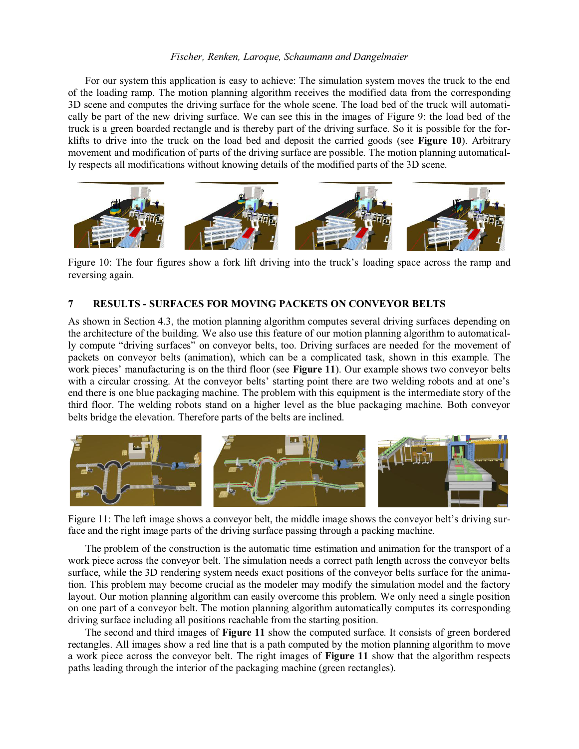For our system this application is easy to achieve: The simulation system moves the truck to the end of the loading ramp. The motion planning algorithm receives the modified data from the corresponding 3D scene and computes the driving surface for the whole scene. The load bed of the truck will automatically be part of the new driving surface. We can see this in the images of Figure 9: the load bed of the truck is a green boarded rectangle and is thereby part of the driving surface. So it is possible for the forklifts to drive into the truck on the load bed and deposit the carried goods (see **Figure 10**). Arbitrary movement and modification of parts of the driving surface are possible. The motion planning automatically respects all modifications without knowing details of the modified parts of the 3D scene.

Figure 10: The four figures show a fork lift driving into the truck's loading space across the ramp and reversing again.

## 7 RESULTS - SURFACES FOR MOVING PACKETS ON CONVEYOR BELTS

As shown in Section 4.3, the motion planning algorithm computes several driving surfaces depending on the architecture of the building. We also use this feature of our motion planning algorithm to automatically compute "driving surfaces" on conveyor belts, too. Driving surfaces are needed for the movement of packets on conveyor belts (animation), which can be a complicated task, shown in this example. The work pieces' manufacturing is on the third floor (see **Figure 11**). Our example shows two conveyor belts with a circular crossing. At the conveyor belts' starting point there are two welding robots and at one's end there is one blue packaging machine. The problem with this equipment is the intermediate story of the third floor. The welding robots stand on a higher level as the blue packaging machine. Both conveyor belts bridge the elevation. Therefore parts of the belts are inclined.

Figure 11: The left image shows a conveyor belt, the middle image shows the conveyor belt's driving surface and the right image parts of the driving surface passing through a packing machine.

The problem of the construction is the automatic time estimation and animation for the transport of a work piece across the conveyor belt. The simulation needs a correct path length across the conveyor belts surface, while the 3D rendering system needs exact positions of the conveyor belts surface for the animation. This problem may become crucial as the modeler may modify the simulation model and the factory layout. Our motion planning algorithm can easily overcome this problem. We only need a single position on one part of a conveyor belt. The motion planning algorithm automatically computes its corresponding driving surface including all positions reachable from the starting position.

The second and third images of **Figure 11** show the computed surface. It consists of green bordered rectangles. All images show a red line that is a path computed by the motion planning algorithm to move a work piece across the conveyor belt. The right images of **Figure 11** show that the algorithm respects paths leading through the interior of the packaging machine (green rectangles).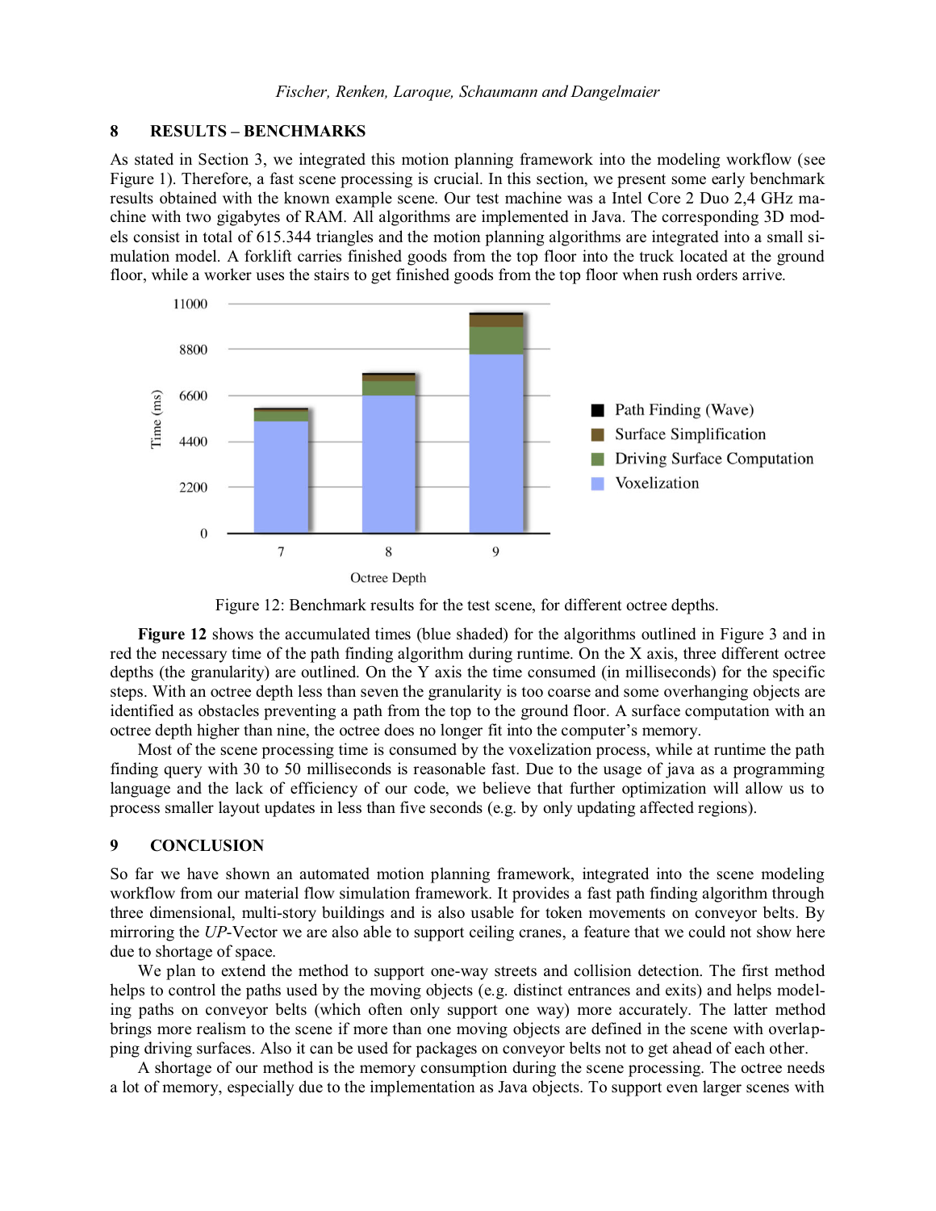## 8 RESULTS – BENCHMARKS

As stated in Section 3, we integrated this motion planning framework into the modeling workflow (see Figure 1). Therefore, a fast scene processing is crucial. In this section, we present some early benchmark results obtained with the known example scene. Our test machine was a Intel Core 2 Duo 2,4 GHz machine with two gigabytes of RAM. All algorithms are implemented in Java. The corresponding 3D models consist in total of 615.344 triangles and the motion planning algorithms are integrated into a small simulation model. A forklift carries finished goods from the top floor into the truck located at the ground floor, while a worker uses the stairs to get finished goods from the top floor when rush orders arrive.

Time (ms)
11000
8800
6600
4400
2200
0
7
8
9
Octree Depth
Path Finding (Wave)
Surface Simplification
Driving Surface Computation
Voxelization

Figure 12: Benchmark results for the test scene, for different octree depths.

**Figure 12** shows the accumulated times (blue shaded) for the algorithms outlined in Figure 3 and in red the necessary time of the path finding algorithm during runtime. On the X axis, three different octree depths (the granularity) are outlined. On the Y axis the time consumed (in milliseconds) for the specific steps. With an octree depth less than seven the granularity is too coarse and some overhanging objects are identified as obstacles preventing a path from the top to the ground floor. A surface computation with an octree depth higher than nine, the octree does no longer fit into the computer's memory.

Most of the scene processing time is consumed by the voxelization process, while at runtime the path finding query with 30 to 50 milliseconds is reasonable fast. Due to the usage of java as a programming language and the lack of efficiency of our code, we believe that further optimization will allow us to process smaller layout updates in less than five seconds (e.g. by only updating affected regions).

## 9 CONCLUSION

So far we have shown an automated motion planning framework, integrated into the scene modeling workflow from our material flow simulation framework. It provides a fast path finding algorithm through three dimensional, multi-story buildings and is also usable for token movements on conveyor belts. By mirroring the *UP*-Vector we are also able to support ceiling cranes, a feature that we could not show here due to shortage of space.

We plan to extend the method to support one-way streets and collision detection. The first method helps to control the paths used by the moving objects (e.g. distinct entrances and exits) and helps modeling paths on conveyor belts (which often only support one way) more accurately. The latter method brings more realism to the scene if more than one moving objects are defined in the scene with overlapping driving surfaces. Also it can be used for packages on conveyor belts not to get ahead of each other.

A shortage of our method is the memory consumption during the scene processing. The octree needs a lot of memory, especially due to the implementation as Java objects. To support even larger scenes with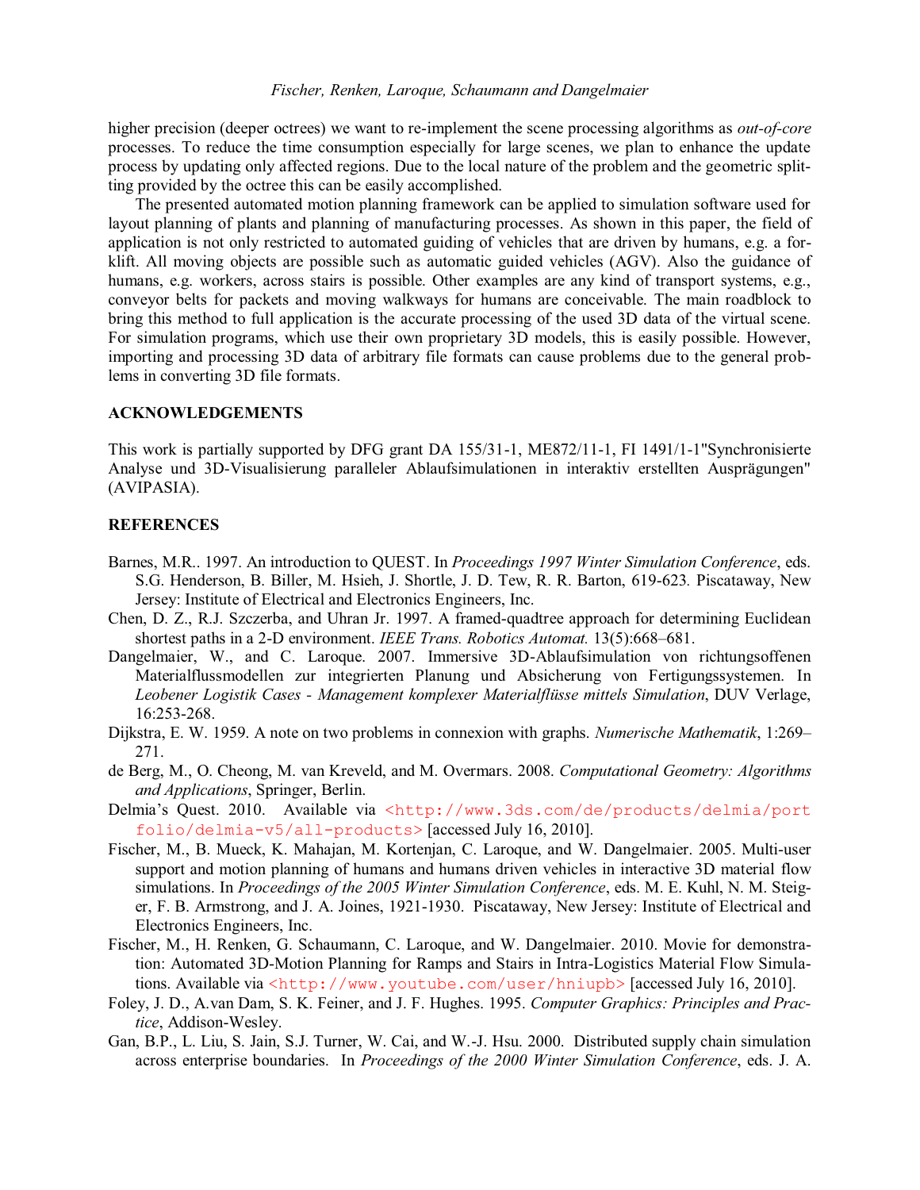higher precision (deeper octrees) we want to re-implement the scene processing algorithms as *out-of-core* processes. To reduce the time consumption especially for large scenes, we plan to enhance the update process by updating only affected regions. Due to the local nature of the problem and the geometric splitting provided by the octree this can be easily accomplished.

The presented automated motion planning framework can be applied to simulation software used for layout planning of plants and planning of manufacturing processes. As shown in this paper, the field of application is not only restricted to automated guiding of vehicles that are driven by humans, e.g. a forklift. All moving objects are possible such as automatic guided vehicles (AGV). Also the guidance of humans, e.g. workers, across stairs is possible. Other examples are any kind of transport systems, e.g., conveyor belts for packets and moving walkways for humans are conceivable. The main roadblock to bring this method to full application is the accurate processing of the used 3D data of the virtual scene. For simulation programs, which use their own proprietary 3D models, this is easily possible. However, importing and processing 3D data of arbitrary file formats can cause problems due to the general problems in converting 3D file formats.

## ACKNOWLEDGEMENTS

This work is partially supported by DFG grant DA 155/31-1, ME872/11-1, FI 1491/1-1"Synchronisierte Analyse und 3D-Visualisierung paralleler Ablaufsimulationen in interaktiv erstellten Ausprägungen" (AVIPASIA).

## REFERENCES

Barnes, M.R.. 1997. An introduction to QUEST. In *Proceedings 1997 Winter Simulation Conference*, eds. S.G. Henderson, B. Biller, M. Hsieh, J. Shortle, J. D. Tew, R. R. Barton, 619-623. Piscataway, New Jersey: Institute of Electrical and Electronics Engineers, Inc.

Chen, D. Z., R.J. Szczerba, and Uhran Jr. 1997. A framed-quadtree approach for determining Euclidean shortest paths in a 2-D environment. *IEEE Trans. Robotics Automat.* 13(5):668–681.

Dangelmaier, W., and C. Laroque. 2007. Immersive 3D-Ablaufsimulation von richtungsoffenen Materialflussmodellen zur integrierten Planung und Absicherung von Fertigungssystemen. In *Leobener Logistik Cases - Management komplexer Materialflüsse mittels Simulation*, DUV Verlage, 16:253-268.

Dijkstra, E. W. 1959. A note on two problems in connexion with graphs. *Numerische Mathematik*, 1:269–271.

de Berg, M., O. Cheong, M. van Kreveld, and M. Overmars. 2008. *Computational Geometry: Algorithms and Applications*, Springer, Berlin.

Delmia's Quest. 2010. Available via <http://www.3ds.com/de/products/delmia/portfolio/delmia-v5/all-products> [accessed July 16, 2010].

Fischer, M., B. Mueck, K. Mahajan, M. Kortenjan, C. Laroque, and W. Dangelmaier. 2005. Multi-user support and motion planning of humans and humans driven vehicles in interactive 3D material flow simulations. In *Proceedings of the 2005 Winter Simulation Conference*, eds. M. E. Kuhl, N. M. Steiger, F. B. Armstrong, and J. A. Joines, 1921-1930. Piscataway, New Jersey: Institute of Electrical and Electronics Engineers, Inc.

Fischer, M., H. Renken, G. Schaumann, C. Laroque, and W. Dangelmaier. 2010. Movie for demonstration: Automated 3D-Motion Planning for Ramps and Stairs in Intra-Logistics Material Flow Simulations. Available via <http://www.youtube.com/user/hniupb> [accessed July 16, 2010].

Foley, J. D., A.van Dam, S. K. Feiner, and J. F. Hughes. 1995. *Computer Graphics: Principles and Practice*, Addison-Wesley.

Gan, B.P., L. Liu, S. Jain, S.J. Turner, W. Cai, and W.-J. Hsu. 2000. Distributed supply chain simulation across enterprise boundaries. In *Proceedings of the 2000 Winter Simulation Conference*, eds. J. A.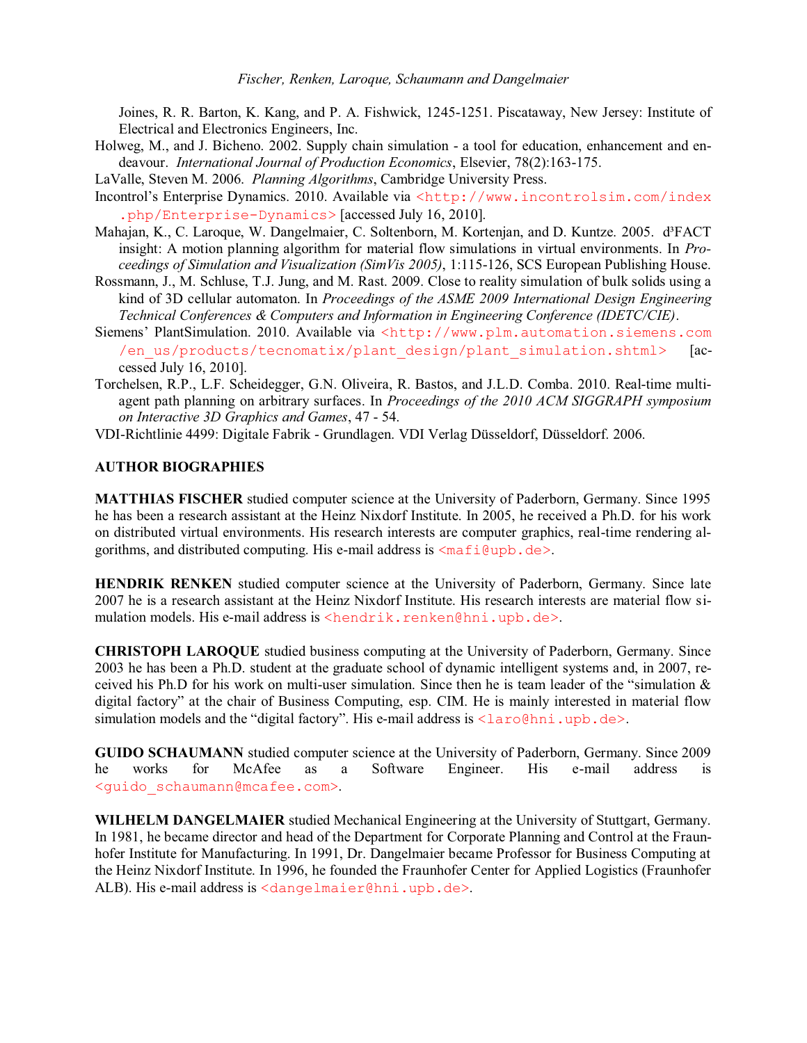Joines, R. R. Barton, K. Kang, and P. A. Fishwick, 1245-1251. Piscataway, New Jersey: Institute of Electrical and Electronics Engineers, Inc.

Holweg, M., and J. Bicheno. 2002. Supply chain simulation - a tool for education, enhancement and endeavour. *International Journal of Production Economics*, Elsevier, 78(2):163-175.

LaValle, Steven M. 2006. *Planning Algorithms*, Cambridge University Press.

Incontrol's Enterprise Dynamics. 2010. Available via <http://www.incontrolsim.com/index.php/Enterprise-Dynamics> [accessed July 16, 2010].

Mahajan, K., C. Laroque, W. Dangelmaier, C. Soltenborn, M. Kortenjan, and D. Kuntze. 2005. d³FACT insight: A motion planning algorithm for material flow simulations in virtual environments. In *Proceedings of Simulation and Visualization (SimVis 2005)*, 1:115-126, SCS European Publishing House.

Rossmann, J., M. Schluse, T.J. Jung, and M. Rast. 2009. Close to reality simulation of bulk solids using a kind of 3D cellular automaton. In *Proceedings of the ASME 2009 International Design Engineering Technical Conferences & Computers and Information in Engineering Conference (IDETC/CIE)*.

Siemens' PlantSimulation. 2010. Available via <http://www.plm.automation.siemens.com/en_us/products/tecnomatix/plant_design/plant_simulation.shtml> [accessed July 16, 2010].

Torchelsen, R.P., L.F. Scheidegger, G.N. Oliveira, R. Bastos, and J.L.D. Comba. 2010. Real-time multi-agent path planning on arbitrary surfaces. In *Proceedings of the 2010 ACM SIGGRAPH symposium on Interactive 3D Graphics and Games*, 47 - 54.

VDI-Richtlinie 4499: Digitale Fabrik - Grundlagen. VDI Verlag Düsseldorf, Düsseldorf. 2006.

## AUTHOR BIOGRAPHIES

**MATTHIAS FISCHER** studied computer science at the University of Paderborn, Germany. Since 1995 he has been a research assistant at the Heinz Nixdorf Institute. In 2005, he received a Ph.D. for his work on distributed virtual environments. His research interests are computer graphics, real-time rendering algorithms, and distributed computing. His e-mail address is <mafi@upb.de>.

**HENDRIK RENKEN** studied computer science at the University of Paderborn, Germany. Since late 2007 he is a research assistant at the Heinz Nixdorf Institute. His research interests are material flow simulation models. His e-mail address is <hendrik.renken@hni.upb.de>.

**CHRISTOPH LAROQUE** studied business computing at the University of Paderborn, Germany. Since 2003 he has been a Ph.D. student at the graduate school of dynamic intelligent systems and, in 2007, received his Ph.D for his work on multi-user simulation. Since then he is team leader of the "simulation & digital factory" at the chair of Business Computing, esp. CIM. He is mainly interested in material flow simulation models and the "digital factory". His e-mail address is <laro@hni.upb.de>.

**GUIDO SCHAUMANN** studied computer science at the University of Paderborn, Germany. Since 2009 he works for McAfee as a Software Engineer. His e-mail address is <guido_schaumann@mcafee.com>.

**WILHELM DANGELMAIER** studied Mechanical Engineering at the University of Stuttgart, Germany. In 1981, he became director and head of the Department for Corporate Planning and Control at the Fraunhofer Institute for Manufacturing. In 1991, Dr. Dangelmaier became Professor for Business Computing at the Heinz Nixdorf Institute. In 1996, he founded the Fraunhofer Center for Applied Logistics (Fraunhofer ALB). His e-mail address is <dangelmaier@hni.upb.de>.